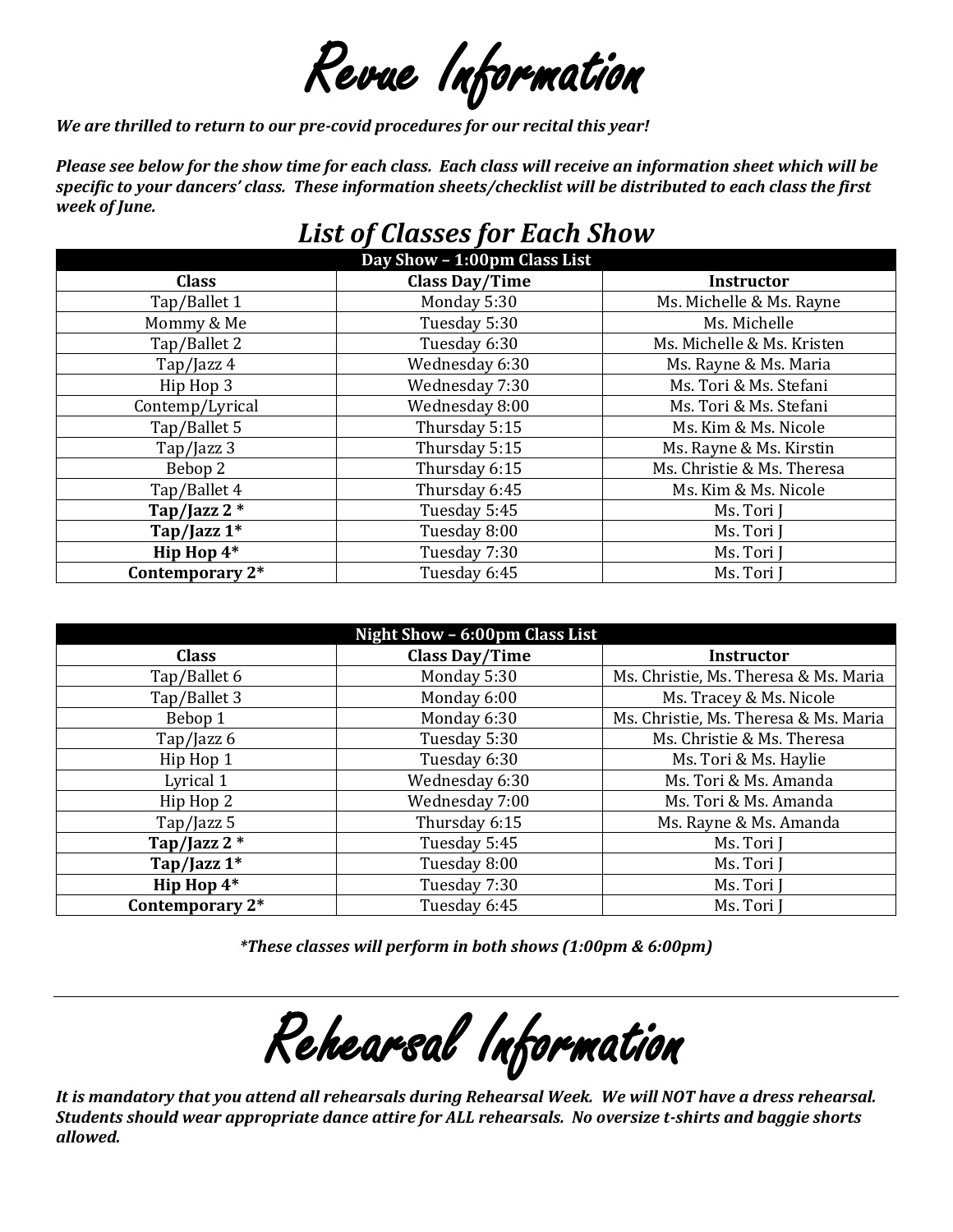# Revue Information

***We are thrilled to return to our pre-covid procedures for our recital this year!***

***Please see below for the show time for each class. Each class will receive an information sheet which will be specific to your dancers' class. These information sheets/checklist will be distributed to each class the first week of June.***

## *List of Classes for Each Show*

| Day Show – 1:00pm Class List | | |
|---|---|---|
| **Class** | **Class Day/Time** | **Instructor** |
| Tap/Ballet 1 | Monday 5:30 | Ms. Michelle & Ms. Rayne |
| Mommy & Me | Tuesday 5:30 | Ms. Michelle |
| Tap/Ballet 2 | Tuesday 6:30 | Ms. Michelle & Ms. Kristen |
| Tap/Jazz 4 | Wednesday 6:30 | Ms. Rayne & Ms. Maria |
| Hip Hop 3 | Wednesday 7:30 | Ms. Tori & Ms. Stefani |
| Contemp/Lyrical | Wednesday 8:00 | Ms. Tori & Ms. Stefani |
| Tap/Ballet 5 | Thursday 5:15 | Ms. Kim & Ms. Nicole |
| Tap/Jazz 3 | Thursday 5:15 | Ms. Rayne & Ms. Kirstin |
| Bebop 2 | Thursday 6:15 | Ms. Christie & Ms. Theresa |
| Tap/Ballet 4 | Thursday 6:45 | Ms. Kim & Ms. Nicole |
| **Tap/Jazz 2 *** | Tuesday 5:45 | Ms. Tori J |
| **Tap/Jazz 1*** | Tuesday 8:00 | Ms. Tori J |
| **Hip Hop 4*** | Tuesday 7:30 | Ms. Tori J |
| **Contemporary 2*** | Tuesday 6:45 | Ms. Tori J |

| Night Show – 6:00pm Class List | | |
|---|---|---|
| **Class** | **Class Day/Time** | **Instructor** |
| Tap/Ballet 6 | Monday 5:30 | Ms. Christie, Ms. Theresa & Ms. Maria |
| Tap/Ballet 3 | Monday 6:00 | Ms. Tracey & Ms. Nicole |
| Bebop 1 | Monday 6:30 | Ms. Christie, Ms. Theresa & Ms. Maria |
| Tap/Jazz 6 | Tuesday 5:30 | Ms. Christie & Ms. Theresa |
| Hip Hop 1 | Tuesday 6:30 | Ms. Tori & Ms. Haylie |
| Lyrical 1 | Wednesday 6:30 | Ms. Tori & Ms. Amanda |
| Hip Hop 2 | Wednesday 7:00 | Ms. Tori & Ms. Amanda |
| Tap/Jazz 5 | Thursday 6:15 | Ms. Rayne & Ms. Amanda |
| **Tap/Jazz 2 *** | Tuesday 5:45 | Ms. Tori J |
| **Tap/Jazz 1*** | Tuesday 8:00 | Ms. Tori J |
| **Hip Hop 4*** | Tuesday 7:30 | Ms. Tori J |
| **Contemporary 2*** | Tuesday 6:45 | Ms. Tori J |

***These classes will perform in both shows (1:00pm & 6:00pm)***

---

# Rehearsal Information

***It is mandatory that you attend all rehearsals during Rehearsal Week. We will NOT have a dress rehearsal. Students should wear appropriate dance attire for ALL rehearsals. No oversize t-shirts and baggie shorts allowed.***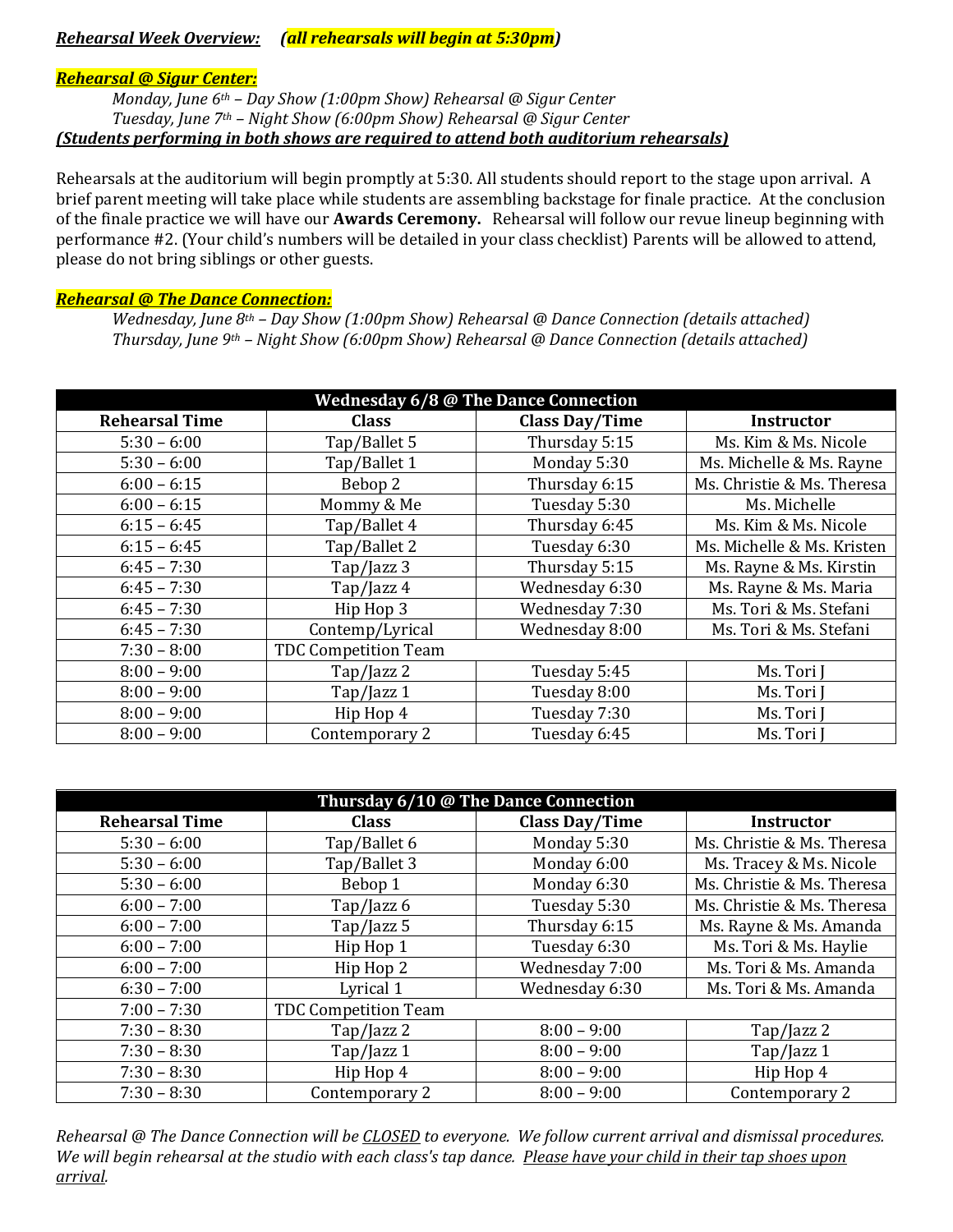***Rehearsal Week Overview:*** ***(all rehearsals will begin at 5:30pm)***

***Rehearsal @ Sigur Center:***

*Monday, June 6th – Day Show (1:00pm Show) Rehearsal @ Sigur Center*
*Tuesday, June 7th – Night Show (6:00pm Show) Rehearsal @ Sigur Center*

***(Students performing in both shows are required to attend both auditorium rehearsals)***

Rehearsals at the auditorium will begin promptly at 5:30. All students should report to the stage upon arrival. A brief parent meeting will take place while students are assembling backstage for finale practice. At the conclusion of the finale practice we will have our **Awards Ceremony.** Rehearsal will follow our revue lineup beginning with performance #2. (Your child's numbers will be detailed in your class checklist) Parents will be allowed to attend, please do not bring siblings or other guests.

***Rehearsal @ The Dance Connection:***

*Wednesday, June 8th – Day Show (1:00pm Show) Rehearsal @ Dance Connection (details attached)*
*Thursday, June 9th – Night Show (6:00pm Show) Rehearsal @ Dance Connection (details attached)*

| Wednesday 6/8 @ The Dance Connection | | | |
|---|---|---|---|
| **Rehearsal Time** | **Class** | **Class Day/Time** | **Instructor** |
| 5:30 – 6:00 | Tap/Ballet 5 | Thursday 5:15 | Ms. Kim & Ms. Nicole |
| 5:30 – 6:00 | Tap/Ballet 1 | Monday 5:30 | Ms. Michelle & Ms. Rayne |
| 6:00 – 6:15 | Bebop 2 | Thursday 6:15 | Ms. Christie & Ms. Theresa |
| 6:00 – 6:15 | Mommy & Me | Tuesday 5:30 | Ms. Michelle |
| 6:15 – 6:45 | Tap/Ballet 4 | Thursday 6:45 | Ms. Kim & Ms. Nicole |
| 6:15 – 6:45 | Tap/Ballet 2 | Tuesday 6:30 | Ms. Michelle & Ms. Kristen |
| 6:45 – 7:30 | Tap/Jazz 3 | Thursday 5:15 | Ms. Rayne & Ms. Kirstin |
| 6:45 – 7:30 | Tap/Jazz 4 | Wednesday 6:30 | Ms. Rayne & Ms. Maria |
| 6:45 – 7:30 | Hip Hop 3 | Wednesday 7:30 | Ms. Tori & Ms. Stefani |
| 6:45 – 7:30 | Contemp/Lyrical | Wednesday 8:00 | Ms. Tori & Ms. Stefani |
| 7:30 – 8:00 | TDC Competition Team | | |
| 8:00 – 9:00 | Tap/Jazz 2 | Tuesday 5:45 | Ms. Tori J |
| 8:00 – 9:00 | Tap/Jazz 1 | Tuesday 8:00 | Ms. Tori J |
| 8:00 – 9:00 | Hip Hop 4 | Tuesday 7:30 | Ms. Tori J |
| 8:00 – 9:00 | Contemporary 2 | Tuesday 6:45 | Ms. Tori J |

| Thursday 6/10 @ The Dance Connection | | | |
|---|---|---|---|
| **Rehearsal Time** | **Class** | **Class Day/Time** | **Instructor** |
| 5:30 – 6:00 | Tap/Ballet 6 | Monday 5:30 | Ms. Christie & Ms. Theresa |
| 5:30 – 6:00 | Tap/Ballet 3 | Monday 6:00 | Ms. Tracey & Ms. Nicole |
| 5:30 – 6:00 | Bebop 1 | Monday 6:30 | Ms. Christie & Ms. Theresa |
| 6:00 – 7:00 | Tap/Jazz 6 | Tuesday 5:30 | Ms. Christie & Ms. Theresa |
| 6:00 – 7:00 | Tap/Jazz 5 | Thursday 6:15 | Ms. Rayne & Ms. Amanda |
| 6:00 – 7:00 | Hip Hop 1 | Tuesday 6:30 | Ms. Tori & Ms. Haylie |
| 6:00 – 7:00 | Hip Hop 2 | Wednesday 7:00 | Ms. Tori & Ms. Amanda |
| 6:30 – 7:00 | Lyrical 1 | Wednesday 6:30 | Ms. Tori & Ms. Amanda |
| 7:00 – 7:30 | TDC Competition Team | | |
| 7:30 – 8:30 | Tap/Jazz 2 | 8:00 – 9:00 | Tap/Jazz 2 |
| 7:30 – 8:30 | Tap/Jazz 1 | 8:00 – 9:00 | Tap/Jazz 1 |
| 7:30 – 8:30 | Hip Hop 4 | 8:00 – 9:00 | Hip Hop 4 |
| 7:30 – 8:30 | Contemporary 2 | 8:00 – 9:00 | Contemporary 2 |

*Rehearsal @ The Dance Connection will be CLOSED to everyone. We follow current arrival and dismissal procedures. We will begin rehearsal at the studio with each class's tap dance. Please have your child in their tap shoes upon arrival.*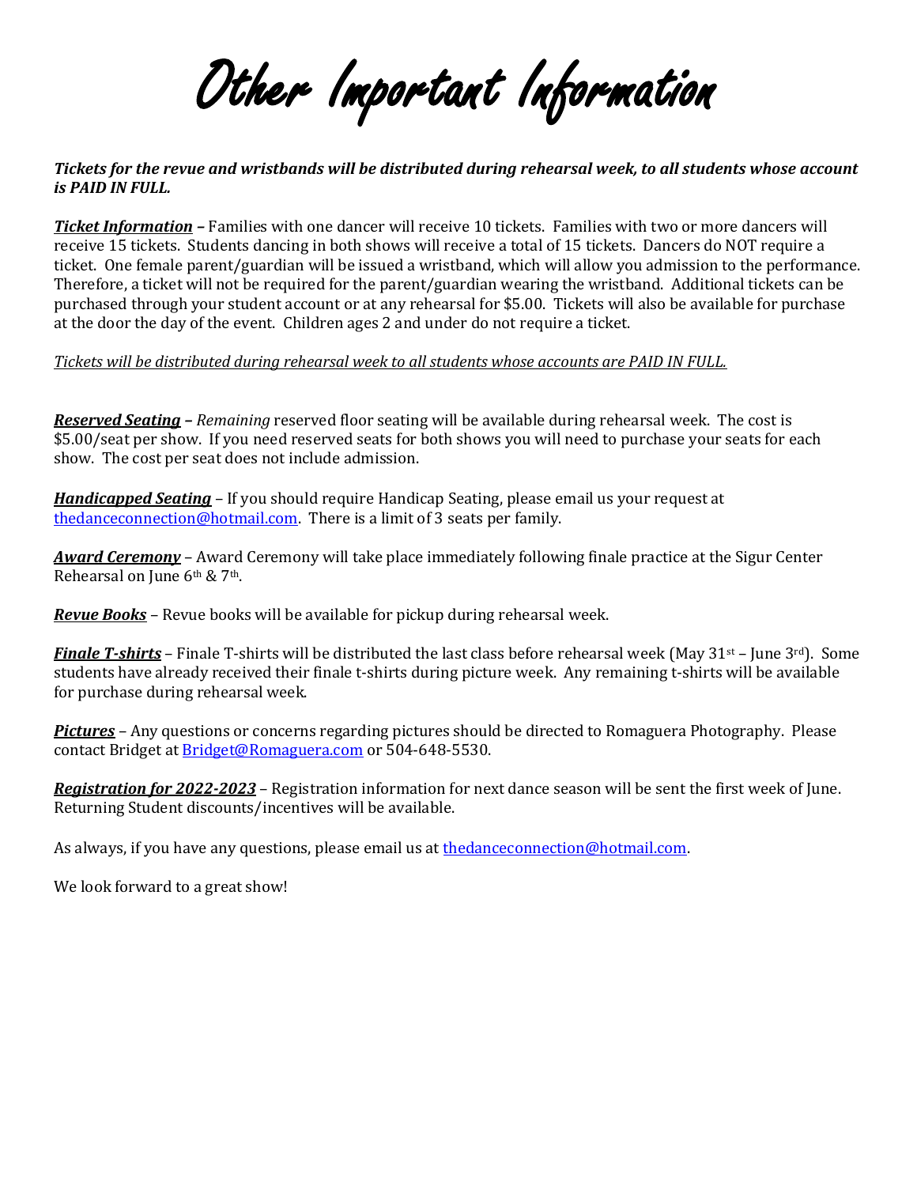# Other Important Information

***Tickets for the revue and wristbands will be distributed during rehearsal week, to all students whose account is PAID IN FULL.***

***Ticket Information*** **–** Families with one dancer will receive 10 tickets. Families with two or more dancers will receive 15 tickets. Students dancing in both shows will receive a total of 15 tickets. Dancers do NOT require a ticket. One female parent/guardian will be issued a wristband, which will allow you admission to the performance. Therefore, a ticket will not be required for the parent/guardian wearing the wristband. Additional tickets can be purchased through your student account or at any rehearsal for $5.00. Tickets will also be available for purchase at the door the day of the event. Children ages 2 and under do not require a ticket.

*Tickets will be distributed during rehearsal week to all students whose accounts are PAID IN FULL.*

***Reserved Seating*** **–** *Remaining* reserved floor seating will be available during rehearsal week. The cost is $5.00/seat per show. If you need reserved seats for both shows you will need to purchase your seats for each show. The cost per seat does not include admission.

***Handicapped Seating*** – If you should require Handicap Seating, please email us your request at thedanceconnection@hotmail.com. There is a limit of 3 seats per family.

***Award Ceremony*** – Award Ceremony will take place immediately following finale practice at the Sigur Center Rehearsal on June 6th & 7th.

***Revue Books*** – Revue books will be available for pickup during rehearsal week.

***Finale T-shirts*** – Finale T-shirts will be distributed the last class before rehearsal week (May 31st – June 3rd). Some students have already received their finale t-shirts during picture week. Any remaining t-shirts will be available for purchase during rehearsal week.

***Pictures*** – Any questions or concerns regarding pictures should be directed to Romaguera Photography. Please contact Bridget at Bridget@Romaguera.com or 504-648-5530.

***Registration for 2022-2023*** – Registration information for next dance season will be sent the first week of June. Returning Student discounts/incentives will be available.

As always, if you have any questions, please email us at thedanceconnection@hotmail.com.

We look forward to a great show!